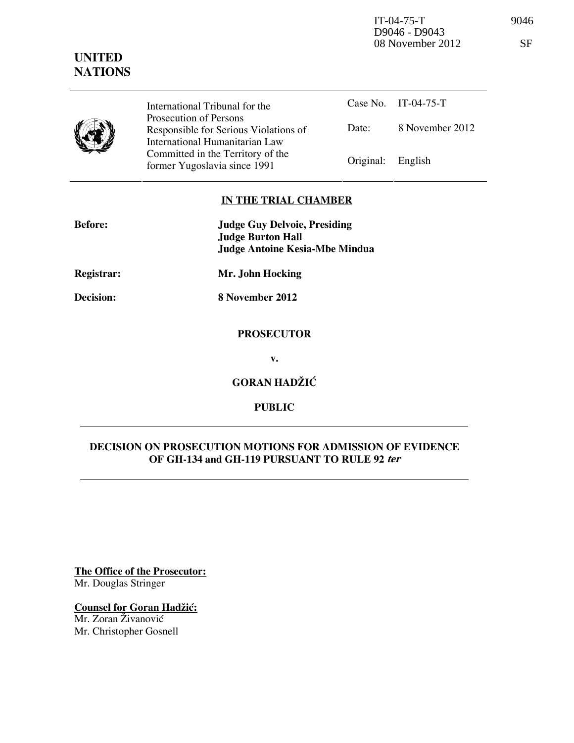IT-04-75-T
D9046 - D9043
08 November 2012

**UNITED NATIONS**

| International Tribunal for the Prosecution of Persons Responsible for Serious Violations of International Humanitarian Law Committed in the Territory of the former Yugoslavia since 1991 | Case No. | IT-04-75-T |
|---|---|---|
| | Date: | 8 November 2012 |
| | Original: | English |

**IN THE TRIAL CHAMBER**

**Before:** **Judge Guy Delvoie, Presiding**
**Judge Burton Hall**
**Judge Antoine Kesia-Mbe Mindua**

**Registrar:** **Mr. John Hocking**

**Decision:** **8 November 2012**

**PROSECUTOR**

**v.**

**GORAN HADŽIĆ**

**PUBLIC**

**DECISION ON PROSECUTION MOTIONS FOR ADMISSION OF EVIDENCE OF GH-134 and GH-119 PURSUANT TO RULE 92 *ter***

**The Office of the Prosecutor:**
Mr. Douglas Stringer

**Counsel for Goran Hadžić:**
Mr. Zoran Živanović
Mr. Christopher Gosnell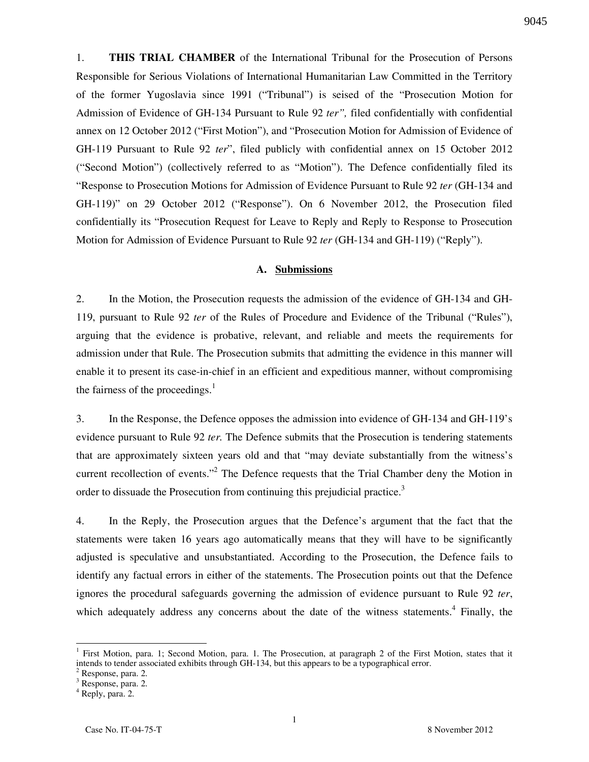1. **THIS TRIAL CHAMBER** of the International Tribunal for the Prosecution of Persons Responsible for Serious Violations of International Humanitarian Law Committed in the Territory of the former Yugoslavia since 1991 ("Tribunal") is seised of the "Prosecution Motion for Admission of Evidence of GH-134 Pursuant to Rule 92 *ter",* filed confidentially with confidential annex on 12 October 2012 ("First Motion"), and "Prosecution Motion for Admission of Evidence of GH-119 Pursuant to Rule 92 *ter*", filed publicly with confidential annex on 15 October 2012 ("Second Motion") (collectively referred to as "Motion"). The Defence confidentially filed its "Response to Prosecution Motions for Admission of Evidence Pursuant to Rule 92 *ter* (GH-134 and GH-119)" on 29 October 2012 ("Response"). On 6 November 2012, the Prosecution filed confidentially its "Prosecution Request for Leave to Reply and Reply to Response to Prosecution Motion for Admission of Evidence Pursuant to Rule 92 *ter* (GH-134 and GH-119) ("Reply").

## A. Submissions

2. In the Motion, the Prosecution requests the admission of the evidence of GH-134 and GH-119, pursuant to Rule 92 *ter* of the Rules of Procedure and Evidence of the Tribunal ("Rules"), arguing that the evidence is probative, relevant, and reliable and meets the requirements for admission under that Rule. The Prosecution submits that admitting the evidence in this manner will enable it to present its case-in-chief in an efficient and expeditious manner, without compromising the fairness of the proceedings.[1]

3. In the Response, the Defence opposes the admission into evidence of GH-134 and GH-119's evidence pursuant to Rule 92 *ter.* The Defence submits that the Prosecution is tendering statements that are approximately sixteen years old and that "may deviate substantially from the witness's current recollection of events."[2] The Defence requests that the Trial Chamber deny the Motion in order to dissuade the Prosecution from continuing this prejudicial practice.[3]

4. In the Reply, the Prosecution argues that the Defence's argument that the fact that the statements were taken 16 years ago automatically means that they will have to be significantly adjusted is speculative and unsubstantiated. According to the Prosecution, the Defence fails to identify any factual errors in either of the statements. The Prosecution points out that the Defence ignores the procedural safeguards governing the admission of evidence pursuant to Rule 92 *ter*, which adequately address any concerns about the date of the witness statements.[4] Finally, the

---

[1] First Motion, para. 1; Second Motion, para. 1. The Prosecution, at paragraph 2 of the First Motion, states that it intends to tender associated exhibits through GH-134, but this appears to be a typographical error.

[2] Response, para. 2.

[3] Response, para. 2.

[4] Reply, para. 2.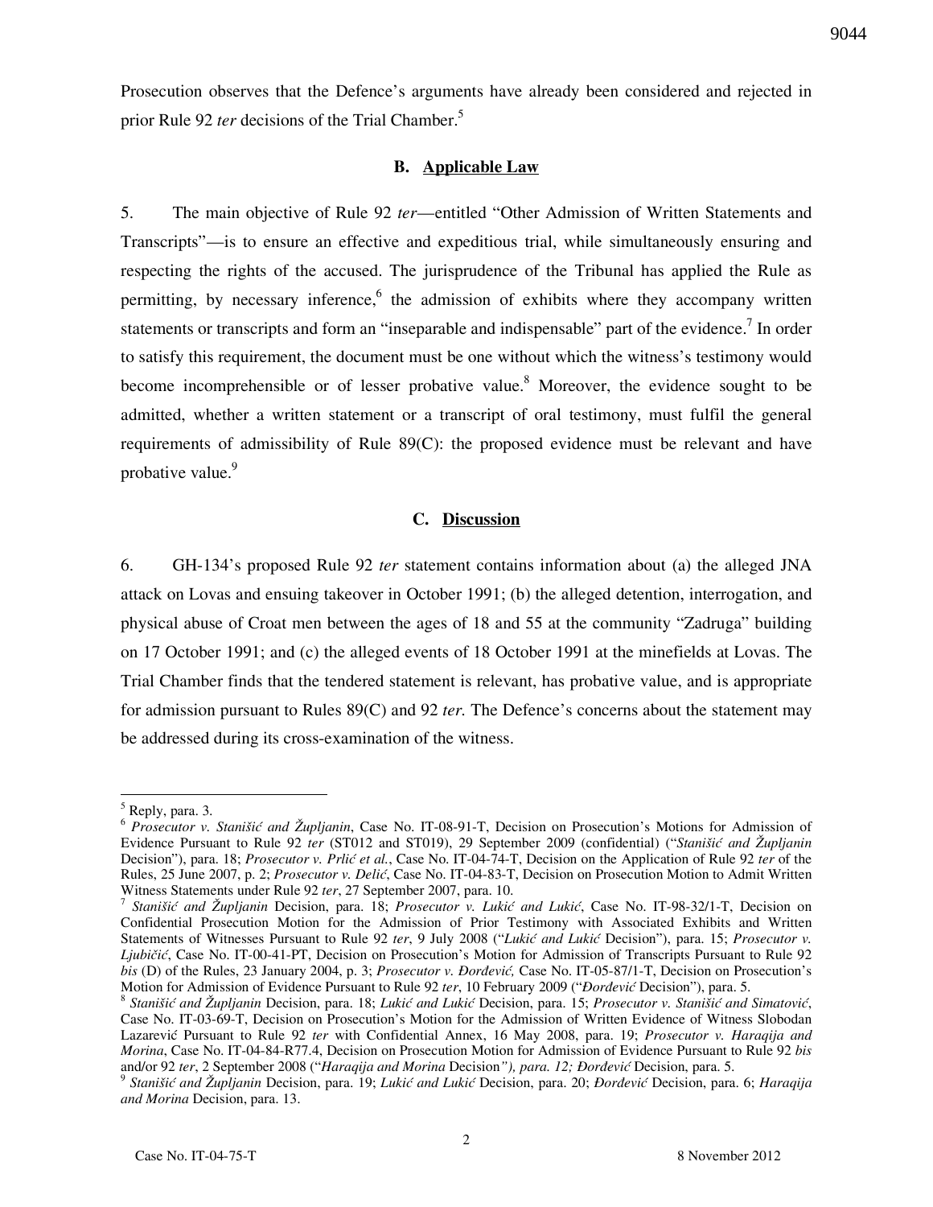Prosecution observes that the Defence's arguments have already been considered and rejected in prior Rule 92 *ter* decisions of the Trial Chamber.[5]

### B. Applicable Law

5. The main objective of Rule 92 *ter*—entitled "Other Admission of Written Statements and Transcripts"—is to ensure an effective and expeditious trial, while simultaneously ensuring and respecting the rights of the accused. The jurisprudence of the Tribunal has applied the Rule as permitting, by necessary inference,[6] the admission of exhibits where they accompany written statements or transcripts and form an "inseparable and indispensable" part of the evidence.[7] In order to satisfy this requirement, the document must be one without which the witness's testimony would become incomprehensible or of lesser probative value.[8] Moreover, the evidence sought to be admitted, whether a written statement or a transcript of oral testimony, must fulfil the general requirements of admissibility of Rule 89(C): the proposed evidence must be relevant and have probative value.[9]

### C. Discussion

6. GH-134's proposed Rule 92 *ter* statement contains information about (a) the alleged JNA attack on Lovas and ensuing takeover in October 1991; (b) the alleged detention, interrogation, and physical abuse of Croat men between the ages of 18 and 55 at the community "Zadruga" building on 17 October 1991; and (c) the alleged events of 18 October 1991 at the minefields at Lovas. The Trial Chamber finds that the tendered statement is relevant, has probative value, and is appropriate for admission pursuant to Rules 89(C) and 92 *ter*. The Defence's concerns about the statement may be addressed during its cross-examination of the witness.

---

[5] Reply, para. 3.

[6] *Prosecutor v. Stanišić and Župljanin*, Case No. IT-08-91-T, Decision on Prosecution's Motions for Admission of Evidence Pursuant to Rule 92 *ter* (ST012 and ST019), 29 September 2009 (confidential) ("*Stanišić and Župljanin* Decision"), para. 18; *Prosecutor v. Prlić et al.*, Case No. IT-04-74-T, Decision on the Application of Rule 92 *ter* of the Rules, 25 June 2007, p. 2; *Prosecutor v. Delić*, Case No. IT-04-83-T, Decision on Prosecution Motion to Admit Written Witness Statements under Rule 92 *ter*, 27 September 2007, para. 10.

[7] *Stanišić and Župljanin* Decision, para. 18; *Prosecutor v. Lukić and Lukić*, Case No. IT-98-32/1-T, Decision on Confidential Prosecution Motion for the Admission of Prior Testimony with Associated Exhibits and Written Statements of Witnesses Pursuant to Rule 92 *ter*, 9 July 2008 ("*Lukić and Lukić* Decision"), para. 15; *Prosecutor v. Ljubičić*, Case No. IT-00-41-PT, Decision on Prosecution's Motion for Admission of Transcripts Pursuant to Rule 92 *bis* (D) of the Rules, 23 January 2004, p. 3; *Prosecutor v. Đorđević,* Case No. IT-05-87/1-T, Decision on Prosecution's Motion for Admission of Evidence Pursuant to Rule 92 *ter*, 10 February 2009 ("*Đorđević* Decision"), para. 5.

[8] *Stanišić and Župljanin* Decision, para. 18; *Lukić and Lukić* Decision, para. 15; *Prosecutor v. Stanišić and Simatović*, Case No. IT-03-69-T, Decision on Prosecution's Motion for the Admission of Written Evidence of Witness Slobodan Lazarević Pursuant to Rule 92 *ter* with Confidential Annex, 16 May 2008, para. 19; *Prosecutor v. Haraqija and Morina*, Case No. IT-04-84-R77.4, Decision on Prosecution Motion for Admission of Evidence Pursuant to Rule 92 *bis* and/or 92 *ter*, 2 September 2008 ("*Haraqija and Morina* Decision*"), para. 12; Đorđević* Decision, para. 5.

[9] *Stanišić and Župljanin* Decision, para. 19; *Lukić and Lukić* Decision, para. 20; *Đorđević* Decision, para. 6; *Haraqija and Morina* Decision, para. 13.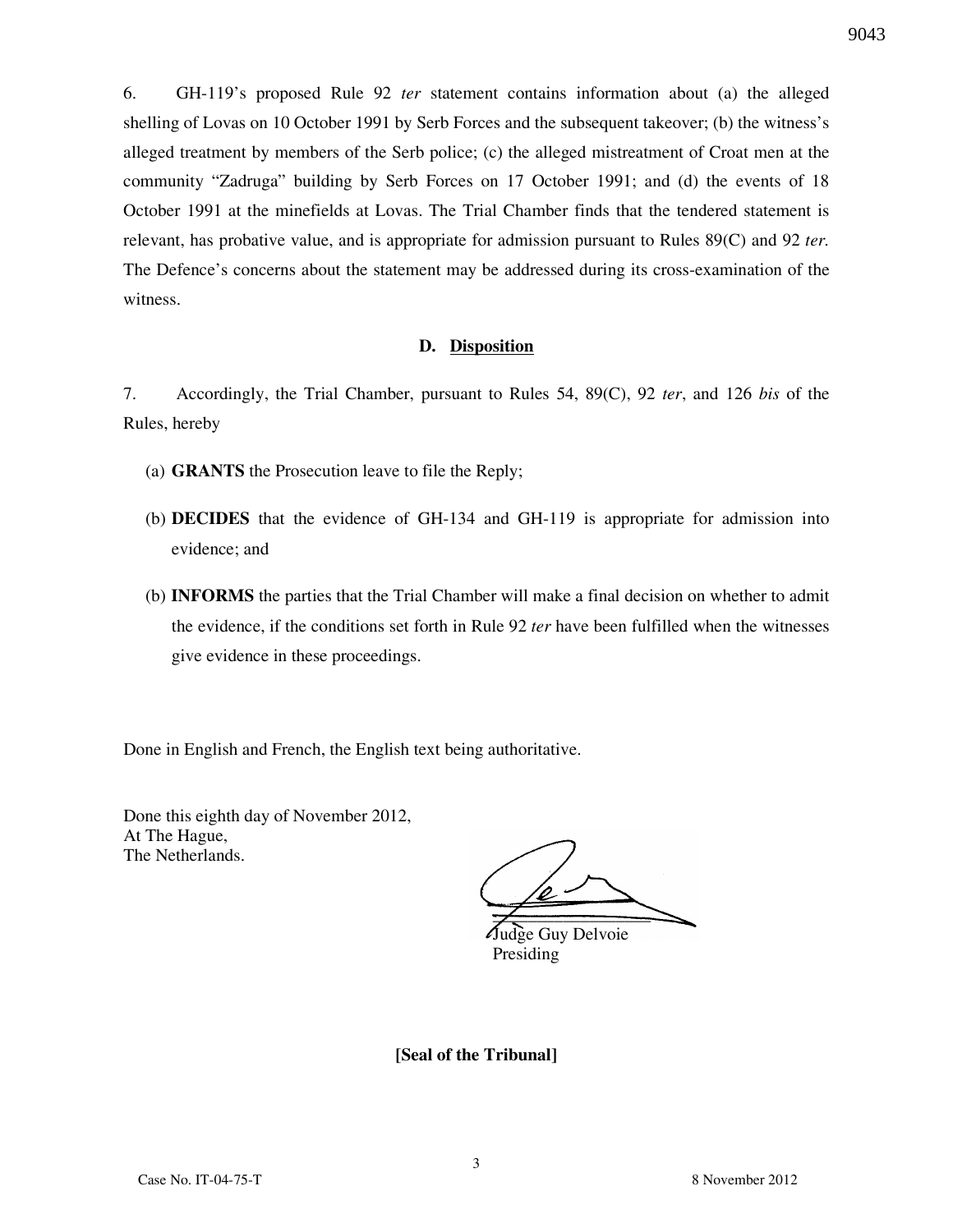6. GH-119's proposed Rule 92 *ter* statement contains information about (a) the alleged shelling of Lovas on 10 October 1991 by Serb Forces and the subsequent takeover; (b) the witness's alleged treatment by members of the Serb police; (c) the alleged mistreatment of Croat men at the community "Zadruga" building by Serb Forces on 17 October 1991; and (d) the events of 18 October 1991 at the minefields at Lovas. The Trial Chamber finds that the tendered statement is relevant, has probative value, and is appropriate for admission pursuant to Rules 89(C) and 92 *ter*. The Defence's concerns about the statement may be addressed during its cross-examination of the witness.

## D. Disposition

7. Accordingly, the Trial Chamber, pursuant to Rules 54, 89(C), 92 *ter*, and 126 *bis* of the Rules, hereby

(a) **GRANTS** the Prosecution leave to file the Reply;

(b) **DECIDES** that the evidence of GH-134 and GH-119 is appropriate for admission into evidence; and

(b) **INFORMS** the parties that the Trial Chamber will make a final decision on whether to admit the evidence, if the conditions set forth in Rule 92 *ter* have been fulfilled when the witnesses give evidence in these proceedings.

Done in English and French, the English text being authoritative.

Done this eighth day of November 2012,
At The Hague,
The Netherlands.

Judge Guy Delvoie
Presiding

**[Seal of the Tribunal]**